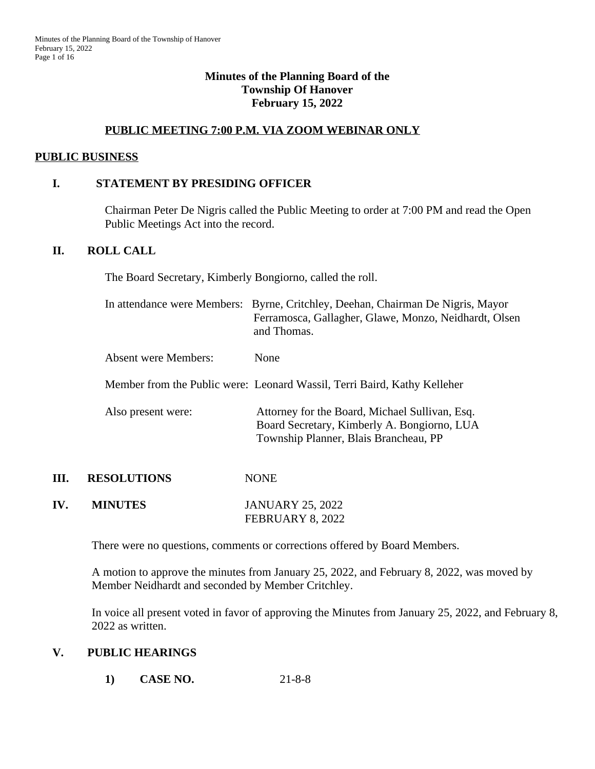# Minutes of the Planning Board of the Township Of Hanover February 15, 2022

## PUBLIC MEETING 7:00 P.M. VIA ZOOM WEBINAR ONLY

## PUBLIC BUSINESS

### I. STATEMENT BY PRESIDING OFFICER

Chairman Peter De Nigris called the Public Meeting to order at 7:00 PM and read the Open Public Meetings Act into the record.

### II. ROLL CALL

The Board Secretary, Kimberly Bongiorno, called the roll.

In attendance were Members: Byrne, Critchley, Deehan, Chairman De Nigris, Mayor Ferramosca, Gallagher, Glawe, Monzo, Neidhardt, Olsen and Thomas.

Absent were Members: None

Member from the Public were: Leonard Wassil, Terri Baird, Kathy Kelleher

Also present were: Attorney for the Board, Michael Sullivan, Esq.
Board Secretary, Kimberly A. Bongiorno, LUA
Township Planner, Blais Brancheau, PP

### III. RESOLUTIONS NONE

### IV. MINUTES JANUARY 25, 2022 FEBRUARY 8, 2022

There were no questions, comments or corrections offered by Board Members.

A motion to approve the minutes from January 25, 2022, and February 8, 2022, was moved by Member Neidhardt and seconded by Member Critchley.

In voice all present voted in favor of approving the Minutes from January 25, 2022, and February 8, 2022 as written.

### V. PUBLIC HEARINGS

1) **CASE NO.** 21-8-8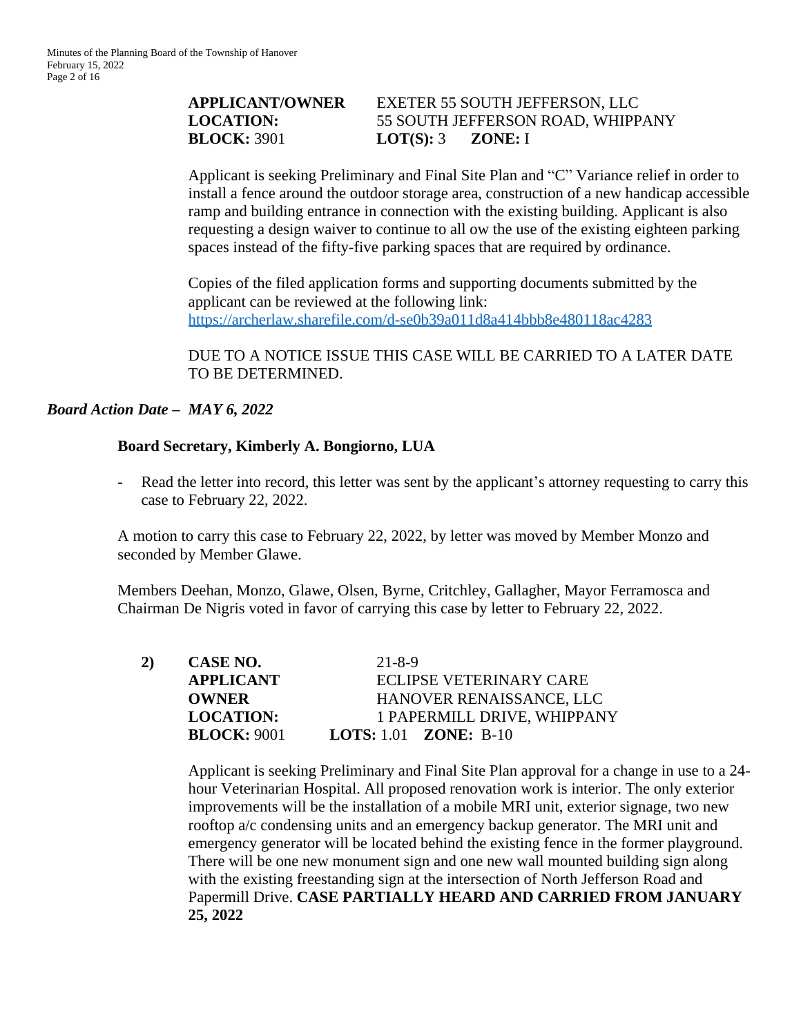**APPLICANT/OWNER** EXETER 55 SOUTH JEFFERSON, LLC
**LOCATION:** 55 SOUTH JEFFERSON ROAD, WHIPPANY
**BLOCK:** 3901 **LOT(S):** 3 **ZONE:** I

Applicant is seeking Preliminary and Final Site Plan and "C" Variance relief in order to install a fence around the outdoor storage area, construction of a new handicap accessible ramp and building entrance in connection with the existing building. Applicant is also requesting a design waiver to continue to all ow the use of the existing eighteen parking spaces instead of the fifty-five parking spaces that are required by ordinance.

Copies of the filed application forms and supporting documents submitted by the applicant can be reviewed at the following link:
https://archerlaw.sharefile.com/d-se0b39a011d8a414bbb8e480118ac4283

DUE TO A NOTICE ISSUE THIS CASE WILL BE CARRIED TO A LATER DATE TO BE DETERMINED.

***Board Action Date – MAY 6, 2022***

**Board Secretary, Kimberly A. Bongiorno, LUA**

- Read the letter into record, this letter was sent by the applicant's attorney requesting to carry this case to February 22, 2022.

A motion to carry this case to February 22, 2022, by letter was moved by Member Monzo and seconded by Member Glawe.

Members Deehan, Monzo, Glawe, Olsen, Byrne, Critchley, Gallagher, Mayor Ferramosca and Chairman De Nigris voted in favor of carrying this case by letter to February 22, 2022.

**2)** **CASE NO.** 21-8-9
**APPLICANT** ECLIPSE VETERINARY CARE
**OWNER** HANOVER RENAISSANCE, LLC
**LOCATION:** 1 PAPERMILL DRIVE, WHIPPANY
**BLOCK:** 9001 **LOTS:** 1.01 **ZONE:** B-10

Applicant is seeking Preliminary and Final Site Plan approval for a change in use to a 24-hour Veterinarian Hospital. All proposed renovation work is interior. The only exterior improvements will be the installation of a mobile MRI unit, exterior signage, two new rooftop a/c condensing units and an emergency backup generator. The MRI unit and emergency generator will be located behind the existing fence in the former playground. There will be one new monument sign and one new wall mounted building sign along with the existing freestanding sign at the intersection of North Jefferson Road and Papermill Drive. **CASE PARTIALLY HEARD AND CARRIED FROM JANUARY 25, 2022**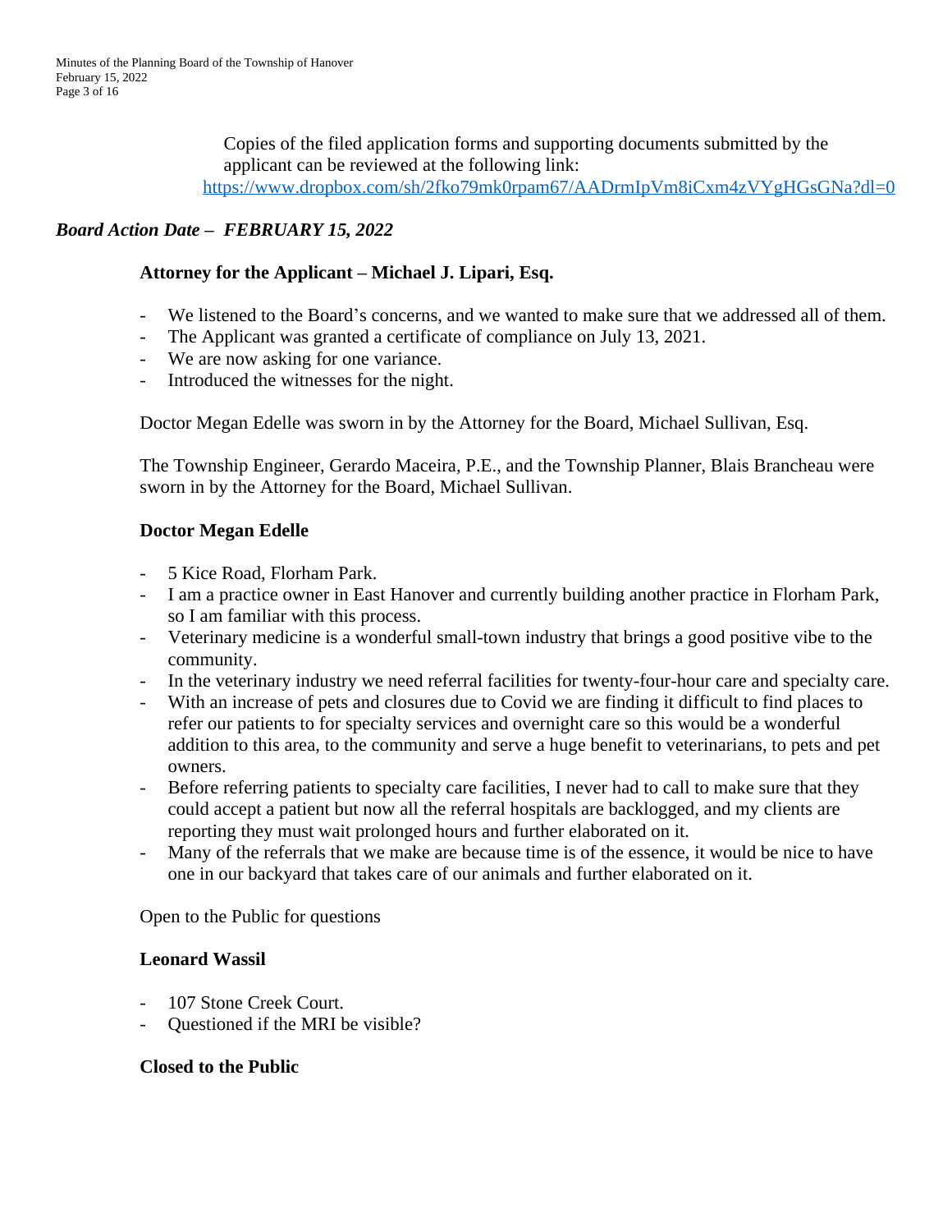Copies of the filed application forms and supporting documents submitted by the applicant can be reviewed at the following link:
https://www.dropbox.com/sh/2fko79mk0rpam67/AADrmIpVm8iCxm4zVYgHGsGNa?dl=0

***Board Action Date – FEBRUARY 15, 2022***

**Attorney for the Applicant – Michael J. Lipari, Esq.**

- We listened to the Board's concerns, and we wanted to make sure that we addressed all of them.
- The Applicant was granted a certificate of compliance on July 13, 2021.
- We are now asking for one variance.
- Introduced the witnesses for the night.

Doctor Megan Edelle was sworn in by the Attorney for the Board, Michael Sullivan, Esq.

The Township Engineer, Gerardo Maceira, P.E., and the Township Planner, Blais Brancheau were sworn in by the Attorney for the Board, Michael Sullivan.

**Doctor Megan Edelle**

- 5 Kice Road, Florham Park.
- I am a practice owner in East Hanover and currently building another practice in Florham Park, so I am familiar with this process.
- Veterinary medicine is a wonderful small-town industry that brings a good positive vibe to the community.
- In the veterinary industry we need referral facilities for twenty-four-hour care and specialty care.
- With an increase of pets and closures due to Covid we are finding it difficult to find places to refer our patients to for specialty services and overnight care so this would be a wonderful addition to this area, to the community and serve a huge benefit to veterinarians, to pets and pet owners.
- Before referring patients to specialty care facilities, I never had to call to make sure that they could accept a patient but now all the referral hospitals are backlogged, and my clients are reporting they must wait prolonged hours and further elaborated on it.
- Many of the referrals that we make are because time is of the essence, it would be nice to have one in our backyard that takes care of our animals and further elaborated on it.

Open to the Public for questions

**Leonard Wassil**

- 107 Stone Creek Court.
- Questioned if the MRI be visible?

**Closed to the Public**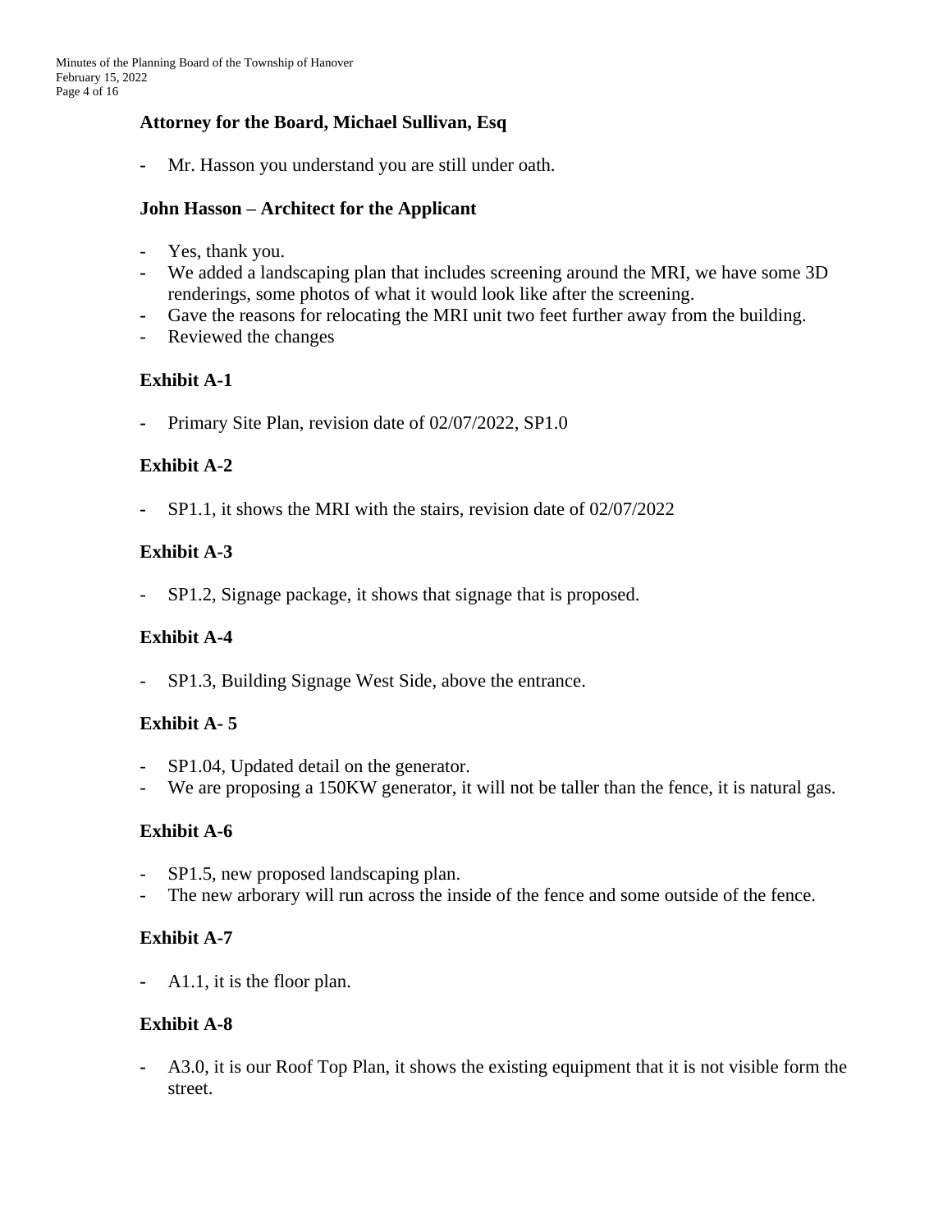**Attorney for the Board, Michael Sullivan, Esq**

- Mr. Hasson you understand you are still under oath.

**John Hasson – Architect for the Applicant**

- Yes, thank you.
- We added a landscaping plan that includes screening around the MRI, we have some 3D renderings, some photos of what it would look like after the screening.
- Gave the reasons for relocating the MRI unit two feet further away from the building.
- Reviewed the changes

**Exhibit A-1**

- Primary Site Plan, revision date of 02/07/2022, SP1.0

**Exhibit A-2**

- SP1.1, it shows the MRI with the stairs, revision date of 02/07/2022

**Exhibit A-3**

- SP1.2, Signage package, it shows that signage that is proposed.

**Exhibit A-4**

- SP1.3, Building Signage West Side, above the entrance.

**Exhibit A- 5**

- SP1.04, Updated detail on the generator.
- We are proposing a 150KW generator, it will not be taller than the fence, it is natural gas.

**Exhibit A-6**

- SP1.5, new proposed landscaping plan.
- The new arborary will run across the inside of the fence and some outside of the fence.

**Exhibit A-7**

- A1.1, it is the floor plan.

**Exhibit A-8**

- A3.0, it is our Roof Top Plan, it shows the existing equipment that it is not visible form the street.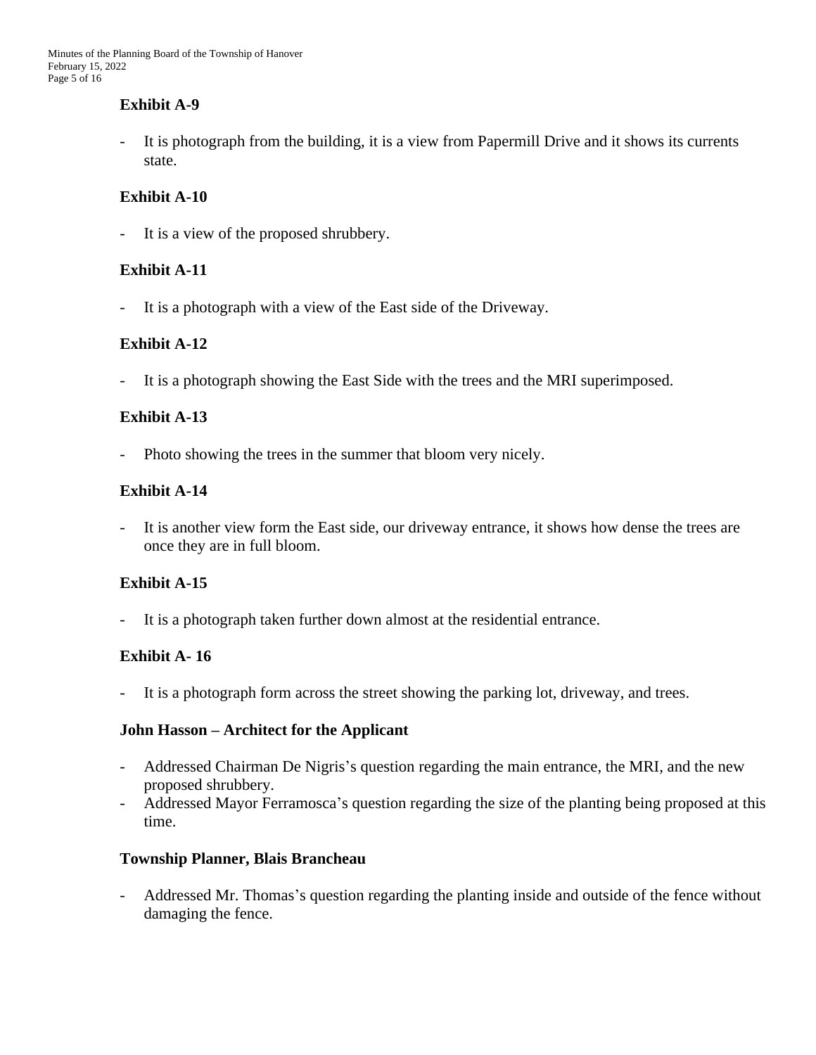**Exhibit A-9**

- It is photograph from the building, it is a view from Papermill Drive and it shows its currents state.

**Exhibit A-10**

- It is a view of the proposed shrubbery.

**Exhibit A-11**

- It is a photograph with a view of the East side of the Driveway.

**Exhibit A-12**

- It is a photograph showing the East Side with the trees and the MRI superimposed.

**Exhibit A-13**

- Photo showing the trees in the summer that bloom very nicely.

**Exhibit A-14**

- It is another view form the East side, our driveway entrance, it shows how dense the trees are once they are in full bloom.

**Exhibit A-15**

- It is a photograph taken further down almost at the residential entrance.

**Exhibit A- 16**

- It is a photograph form across the street showing the parking lot, driveway, and trees.

**John Hasson – Architect for the Applicant**

- Addressed Chairman De Nigris's question regarding the main entrance, the MRI, and the new proposed shrubbery.
- Addressed Mayor Ferramosca's question regarding the size of the planting being proposed at this time.

**Township Planner, Blais Brancheau**

- Addressed Mr. Thomas's question regarding the planting inside and outside of the fence without damaging the fence.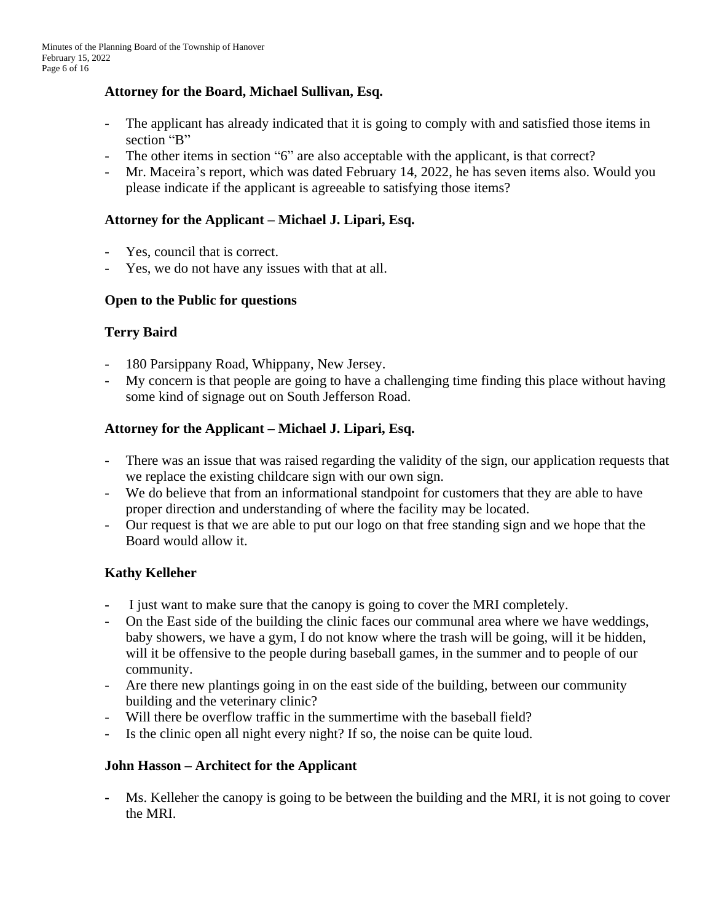**Attorney for the Board, Michael Sullivan, Esq.**

- The applicant has already indicated that it is going to comply with and satisfied those items in section "B"
- The other items in section "6" are also acceptable with the applicant, is that correct?
- Mr. Maceira's report, which was dated February 14, 2022, he has seven items also. Would you please indicate if the applicant is agreeable to satisfying those items?

**Attorney for the Applicant – Michael J. Lipari, Esq.**

- Yes, council that is correct.
- Yes, we do not have any issues with that at all.

**Open to the Public for questions**

**Terry Baird**

- 180 Parsippany Road, Whippany, New Jersey.
- My concern is that people are going to have a challenging time finding this place without having some kind of signage out on South Jefferson Road.

**Attorney for the Applicant – Michael J. Lipari, Esq.**

- There was an issue that was raised regarding the validity of the sign, our application requests that we replace the existing childcare sign with our own sign.
- We do believe that from an informational standpoint for customers that they are able to have proper direction and understanding of where the facility may be located.
- Our request is that we are able to put our logo on that free standing sign and we hope that the Board would allow it.

**Kathy Kelleher**

- I just want to make sure that the canopy is going to cover the MRI completely.
- On the East side of the building the clinic faces our communal area where we have weddings, baby showers, we have a gym, I do not know where the trash will be going, will it be hidden, will it be offensive to the people during baseball games, in the summer and to people of our community.
- Are there new plantings going in on the east side of the building, between our community building and the veterinary clinic?
- Will there be overflow traffic in the summertime with the baseball field?
- Is the clinic open all night every night? If so, the noise can be quite loud.

**John Hasson – Architect for the Applicant**

- Ms. Kelleher the canopy is going to be between the building and the MRI, it is not going to cover the MRI.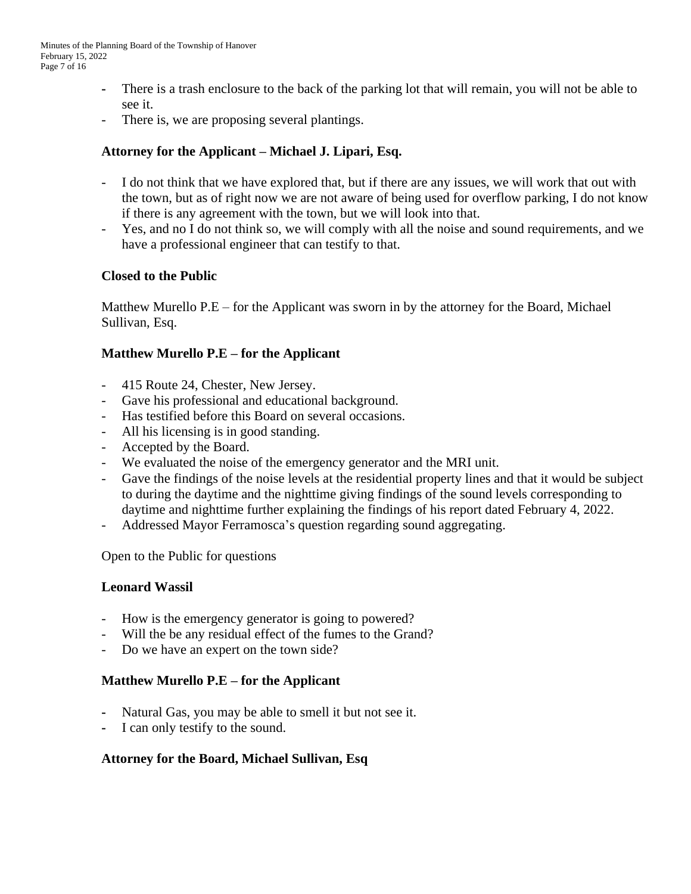- There is a trash enclosure to the back of the parking lot that will remain, you will not be able to see it.
- There is, we are proposing several plantings.

**Attorney for the Applicant – Michael J. Lipari, Esq.**

- I do not think that we have explored that, but if there are any issues, we will work that out with the town, but as of right now we are not aware of being used for overflow parking, I do not know if there is any agreement with the town, but we will look into that.
- Yes, and no I do not think so, we will comply with all the noise and sound requirements, and we have a professional engineer that can testify to that.

**Closed to the Public**

Matthew Murello P.E – for the Applicant was sworn in by the attorney for the Board, Michael Sullivan, Esq.

**Matthew Murello P.E – for the Applicant**

- 415 Route 24, Chester, New Jersey.
- Gave his professional and educational background.
- Has testified before this Board on several occasions.
- All his licensing is in good standing.
- Accepted by the Board.
- We evaluated the noise of the emergency generator and the MRI unit.
- Gave the findings of the noise levels at the residential property lines and that it would be subject to during the daytime and the nighttime giving findings of the sound levels corresponding to daytime and nighttime further explaining the findings of his report dated February 4, 2022.
- Addressed Mayor Ferramosca's question regarding sound aggregating.

Open to the Public for questions

**Leonard Wassil**

- How is the emergency generator is going to powered?
- Will the be any residual effect of the fumes to the Grand?
- Do we have an expert on the town side?

**Matthew Murello P.E – for the Applicant**

- Natural Gas, you may be able to smell it but not see it.
- I can only testify to the sound.

**Attorney for the Board, Michael Sullivan, Esq**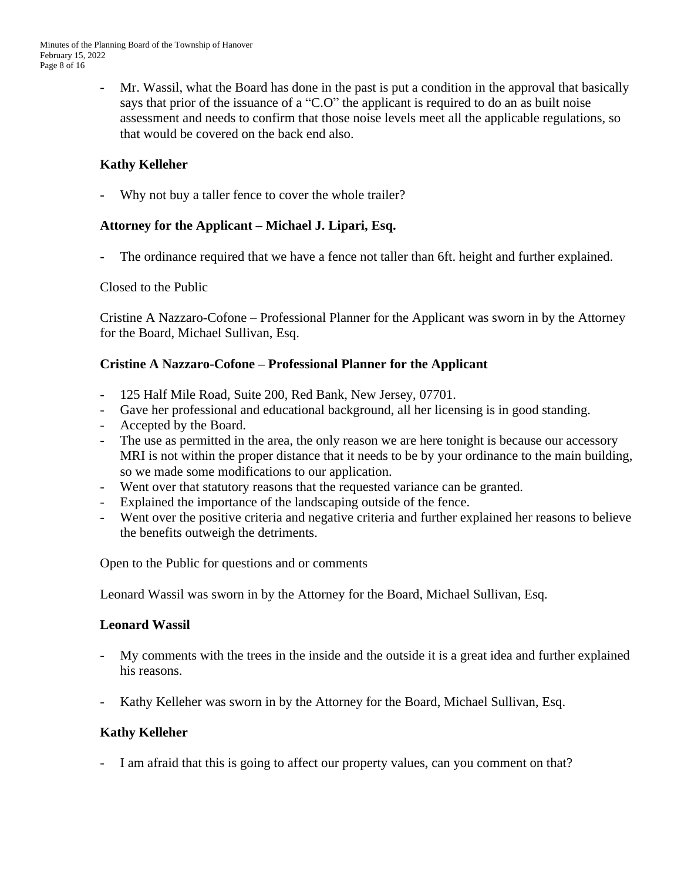- Mr. Wassil, what the Board has done in the past is put a condition in the approval that basically says that prior of the issuance of a "C.O" the applicant is required to do an as built noise assessment and needs to confirm that those noise levels meet all the applicable regulations, so that would be covered on the back end also.

**Kathy Kelleher**

- Why not buy a taller fence to cover the whole trailer?

**Attorney for the Applicant – Michael J. Lipari, Esq.**

- The ordinance required that we have a fence not taller than 6ft. height and further explained.

Closed to the Public

Cristine A Nazzaro-Cofone – Professional Planner for the Applicant was sworn in by the Attorney for the Board, Michael Sullivan, Esq.

**Cristine A Nazzaro-Cofone – Professional Planner for the Applicant**

- 125 Half Mile Road, Suite 200, Red Bank, New Jersey, 07701.
- Gave her professional and educational background, all her licensing is in good standing.
- Accepted by the Board.
- The use as permitted in the area, the only reason we are here tonight is because our accessory MRI is not within the proper distance that it needs to be by your ordinance to the main building, so we made some modifications to our application.
- Went over that statutory reasons that the requested variance can be granted.
- Explained the importance of the landscaping outside of the fence.
- Went over the positive criteria and negative criteria and further explained her reasons to believe the benefits outweigh the detriments.

Open to the Public for questions and or comments

Leonard Wassil was sworn in by the Attorney for the Board, Michael Sullivan, Esq.

**Leonard Wassil**

- My comments with the trees in the inside and the outside it is a great idea and further explained his reasons.

- Kathy Kelleher was sworn in by the Attorney for the Board, Michael Sullivan, Esq.

**Kathy Kelleher**

- I am afraid that this is going to affect our property values, can you comment on that?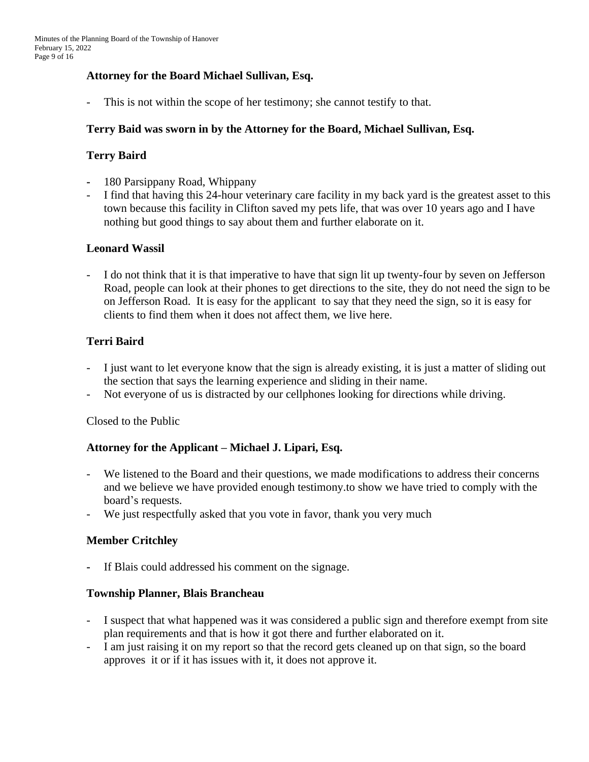**Attorney for the Board Michael Sullivan, Esq.**

- This is not within the scope of her testimony; she cannot testify to that.

**Terry Baid was sworn in by the Attorney for the Board, Michael Sullivan, Esq.**

**Terry Baird**

- 180 Parsippany Road, Whippany
- I find that having this 24-hour veterinary care facility in my back yard is the greatest asset to this town because this facility in Clifton saved my pets life, that was over 10 years ago and I have nothing but good things to say about them and further elaborate on it.

**Leonard Wassil**

- I do not think that it is that imperative to have that sign lit up twenty-four by seven on Jefferson Road, people can look at their phones to get directions to the site, they do not need the sign to be on Jefferson Road. It is easy for the applicant to say that they need the sign, so it is easy for clients to find them when it does not affect them, we live here.

**Terri Baird**

- I just want to let everyone know that the sign is already existing, it is just a matter of sliding out the section that says the learning experience and sliding in their name.
- Not everyone of us is distracted by our cellphones looking for directions while driving.

Closed to the Public

**Attorney for the Applicant – Michael J. Lipari, Esq.**

- We listened to the Board and their questions, we made modifications to address their concerns and we believe we have provided enough testimony.to show we have tried to comply with the board's requests.
- We just respectfully asked that you vote in favor, thank you very much

**Member Critchley**

- If Blais could addressed his comment on the signage.

**Township Planner, Blais Brancheau**

- I suspect that what happened was it was considered a public sign and therefore exempt from site plan requirements and that is how it got there and further elaborated on it.
- I am just raising it on my report so that the record gets cleaned up on that sign, so the board approves it or if it has issues with it, it does not approve it.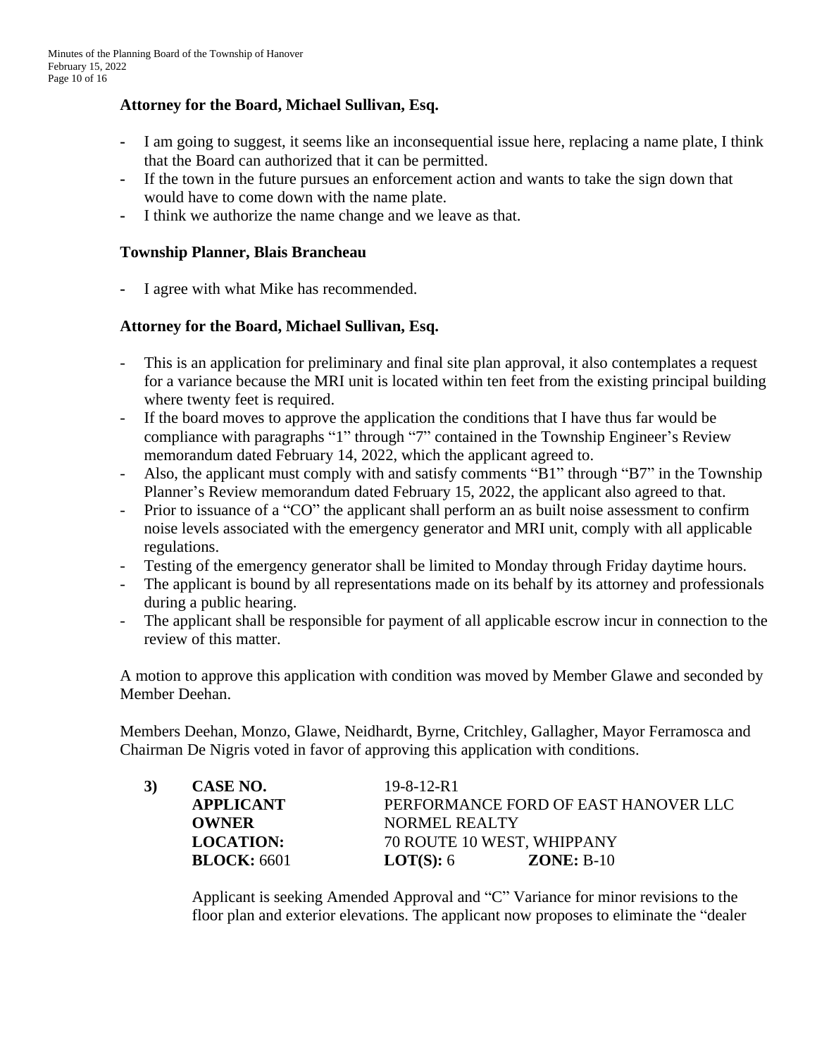**Attorney for the Board, Michael Sullivan, Esq.**

- I am going to suggest, it seems like an inconsequential issue here, replacing a name plate, I think that the Board can authorized that it can be permitted.
- If the town in the future pursues an enforcement action and wants to take the sign down that would have to come down with the name plate.
- I think we authorize the name change and we leave as that.

**Township Planner, Blais Brancheau**

- I agree with what Mike has recommended.

**Attorney for the Board, Michael Sullivan, Esq.**

- This is an application for preliminary and final site plan approval, it also contemplates a request for a variance because the MRI unit is located within ten feet from the existing principal building where twenty feet is required.
- If the board moves to approve the application the conditions that I have thus far would be compliance with paragraphs "1" through "7" contained in the Township Engineer's Review memorandum dated February 14, 2022, which the applicant agreed to.
- Also, the applicant must comply with and satisfy comments "B1" through "B7" in the Township Planner's Review memorandum dated February 15, 2022, the applicant also agreed to that.
- Prior to issuance of a "CO" the applicant shall perform an as built noise assessment to confirm noise levels associated with the emergency generator and MRI unit, comply with all applicable regulations.
- Testing of the emergency generator shall be limited to Monday through Friday daytime hours.
- The applicant is bound by all representations made on its behalf by its attorney and professionals during a public hearing.
- The applicant shall be responsible for payment of all applicable escrow incur in connection to the review of this matter.

A motion to approve this application with condition was moved by Member Glawe and seconded by Member Deehan.

Members Deehan, Monzo, Glawe, Neidhardt, Byrne, Critchley, Gallagher, Mayor Ferramosca and Chairman De Nigris voted in favor of approving this application with conditions.

**3)** **CASE NO.** 19-8-12-R1
**APPLICANT** PERFORMANCE FORD OF EAST HANOVER LLC
**OWNER** NORMEL REALTY
**LOCATION:** 70 ROUTE 10 WEST, WHIPPANY
**BLOCK:** 6601 **LOT(S):** 6 **ZONE:** B-10

Applicant is seeking Amended Approval and "C" Variance for minor revisions to the floor plan and exterior elevations. The applicant now proposes to eliminate the "dealer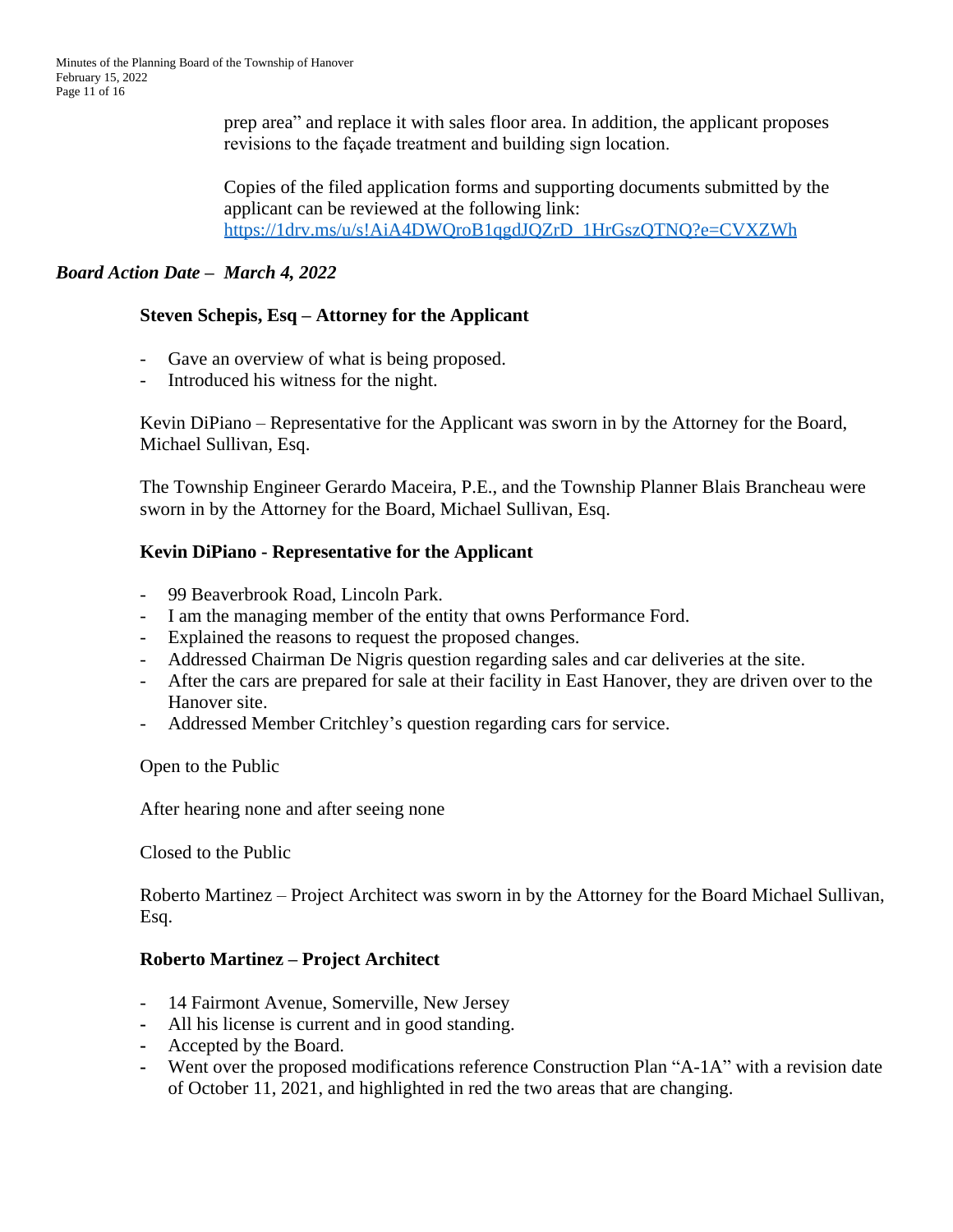prep area" and replace it with sales floor area. In addition, the applicant proposes revisions to the façade treatment and building sign location.

Copies of the filed application forms and supporting documents submitted by the applicant can be reviewed at the following link: [https://1drv.ms/u/s!AiA4DWQroB1qgdJQZrD_1HrGszQTNQ?e=CVXZWh](https://1drv.ms/u/s!AiA4DWQroB1qgdJQZrD_1HrGszQTNQ?e=CVXZWh)

***Board Action Date – March 4, 2022***

**Steven Schepis, Esq – Attorney for the Applicant**

- Gave an overview of what is being proposed.
- Introduced his witness for the night.

Kevin DiPiano – Representative for the Applicant was sworn in by the Attorney for the Board, Michael Sullivan, Esq.

The Township Engineer Gerardo Maceira, P.E., and the Township Planner Blais Brancheau were sworn in by the Attorney for the Board, Michael Sullivan, Esq.

**Kevin DiPiano - Representative for the Applicant**

- 99 Beaverbrook Road, Lincoln Park.
- I am the managing member of the entity that owns Performance Ford.
- Explained the reasons to request the proposed changes.
- Addressed Chairman De Nigris question regarding sales and car deliveries at the site.
- After the cars are prepared for sale at their facility in East Hanover, they are driven over to the Hanover site.
- Addressed Member Critchley's question regarding cars for service.

Open to the Public

After hearing none and after seeing none

Closed to the Public

Roberto Martinez – Project Architect was sworn in by the Attorney for the Board Michael Sullivan, Esq.

**Roberto Martinez – Project Architect**

- 14 Fairmont Avenue, Somerville, New Jersey
- All his license is current and in good standing.
- Accepted by the Board.
- Went over the proposed modifications reference Construction Plan "A-1A" with a revision date of October 11, 2021, and highlighted in red the two areas that are changing.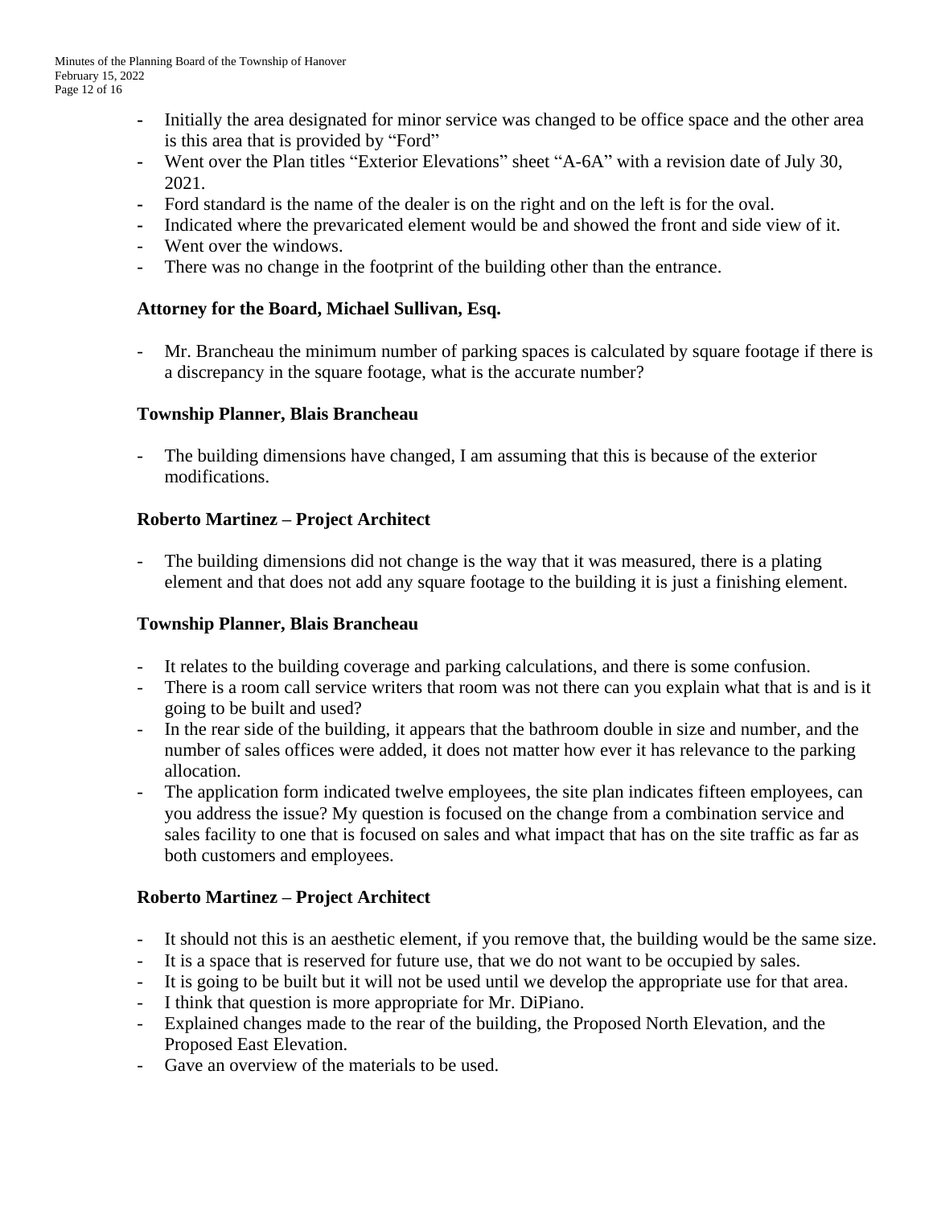- Initially the area designated for minor service was changed to be office space and the other area is this area that is provided by "Ford"
- Went over the Plan titles "Exterior Elevations" sheet "A-6A" with a revision date of July 30, 2021.
- Ford standard is the name of the dealer is on the right and on the left is for the oval.
- Indicated where the prevaricated element would be and showed the front and side view of it.
- Went over the windows.
- There was no change in the footprint of the building other than the entrance.

**Attorney for the Board, Michael Sullivan, Esq.**

- Mr. Brancheau the minimum number of parking spaces is calculated by square footage if there is a discrepancy in the square footage, what is the accurate number?

**Township Planner, Blais Brancheau**

- The building dimensions have changed, I am assuming that this is because of the exterior modifications.

**Roberto Martinez – Project Architect**

- The building dimensions did not change is the way that it was measured, there is a plating element and that does not add any square footage to the building it is just a finishing element.

**Township Planner, Blais Brancheau**

- It relates to the building coverage and parking calculations, and there is some confusion.
- There is a room call service writers that room was not there can you explain what that is and is it going to be built and used?
- In the rear side of the building, it appears that the bathroom double in size and number, and the number of sales offices were added, it does not matter how ever it has relevance to the parking allocation.
- The application form indicated twelve employees, the site plan indicates fifteen employees, can you address the issue? My question is focused on the change from a combination service and sales facility to one that is focused on sales and what impact that has on the site traffic as far as both customers and employees.

**Roberto Martinez – Project Architect**

- It should not this is an aesthetic element, if you remove that, the building would be the same size.
- It is a space that is reserved for future use, that we do not want to be occupied by sales.
- It is going to be built but it will not be used until we develop the appropriate use for that area.
- I think that question is more appropriate for Mr. DiPiano.
- Explained changes made to the rear of the building, the Proposed North Elevation, and the Proposed East Elevation.
- Gave an overview of the materials to be used.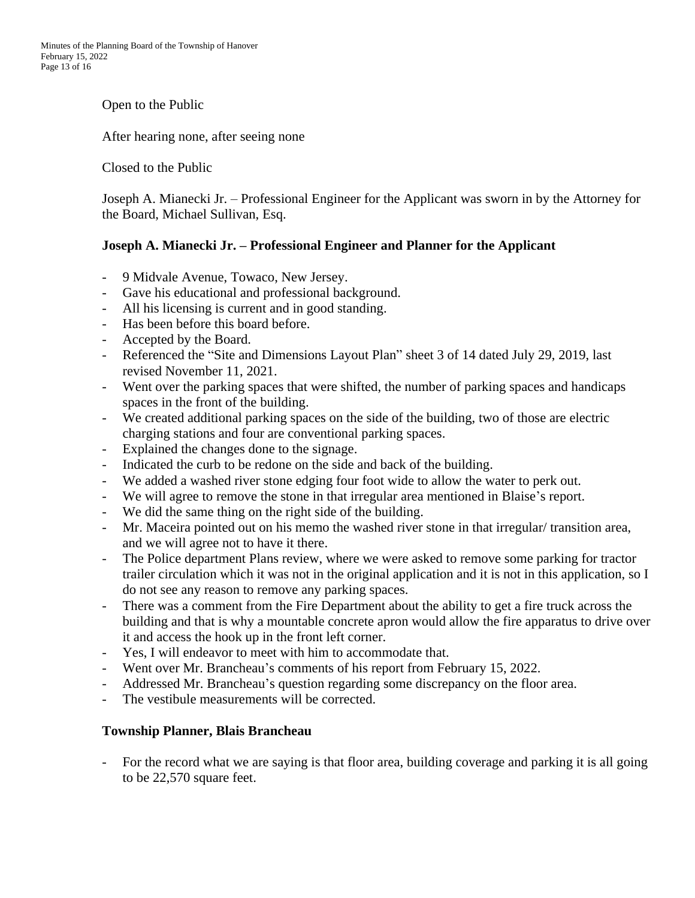Open to the Public

After hearing none, after seeing none

Closed to the Public

Joseph A. Mianecki Jr. – Professional Engineer for the Applicant was sworn in by the Attorney for the Board, Michael Sullivan, Esq.

**Joseph A. Mianecki Jr. – Professional Engineer and Planner for the Applicant**

- 9 Midvale Avenue, Towaco, New Jersey.
- Gave his educational and professional background.
- All his licensing is current and in good standing.
- Has been before this board before.
- Accepted by the Board.
- Referenced the "Site and Dimensions Layout Plan" sheet 3 of 14 dated July 29, 2019, last revised November 11, 2021.
- Went over the parking spaces that were shifted, the number of parking spaces and handicaps spaces in the front of the building.
- We created additional parking spaces on the side of the building, two of those are electric charging stations and four are conventional parking spaces.
- Explained the changes done to the signage.
- Indicated the curb to be redone on the side and back of the building.
- We added a washed river stone edging four foot wide to allow the water to perk out.
- We will agree to remove the stone in that irregular area mentioned in Blaise's report.
- We did the same thing on the right side of the building.
- Mr. Maceira pointed out on his memo the washed river stone in that irregular/ transition area, and we will agree not to have it there.
- The Police department Plans review, where we were asked to remove some parking for tractor trailer circulation which it was not in the original application and it is not in this application, so I do not see any reason to remove any parking spaces.
- There was a comment from the Fire Department about the ability to get a fire truck across the building and that is why a mountable concrete apron would allow the fire apparatus to drive over it and access the hook up in the front left corner.
- Yes, I will endeavor to meet with him to accommodate that.
- Went over Mr. Brancheau's comments of his report from February 15, 2022.
- Addressed Mr. Brancheau's question regarding some discrepancy on the floor area.
- The vestibule measurements will be corrected.

**Township Planner, Blais Brancheau**

- For the record what we are saying is that floor area, building coverage and parking it is all going to be 22,570 square feet.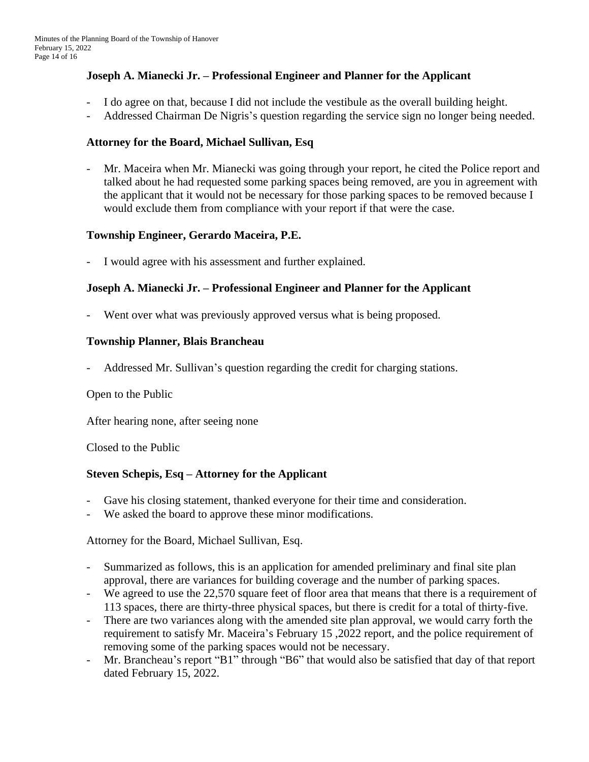**Joseph A. Mianecki Jr. – Professional Engineer and Planner for the Applicant**

- I do agree on that, because I did not include the vestibule as the overall building height.
- Addressed Chairman De Nigris's question regarding the service sign no longer being needed.

**Attorney for the Board, Michael Sullivan, Esq**

- Mr. Maceira when Mr. Mianecki was going through your report, he cited the Police report and talked about he had requested some parking spaces being removed, are you in agreement with the applicant that it would not be necessary for those parking spaces to be removed because I would exclude them from compliance with your report if that were the case.

**Township Engineer, Gerardo Maceira, P.E.**

- I would agree with his assessment and further explained.

**Joseph A. Mianecki Jr. – Professional Engineer and Planner for the Applicant**

- Went over what was previously approved versus what is being proposed.

**Township Planner, Blais Brancheau**

- Addressed Mr. Sullivan's question regarding the credit for charging stations.

Open to the Public

After hearing none, after seeing none

Closed to the Public

**Steven Schepis, Esq – Attorney for the Applicant**

- Gave his closing statement, thanked everyone for their time and consideration.
- We asked the board to approve these minor modifications.

Attorney for the Board, Michael Sullivan, Esq.

- Summarized as follows, this is an application for amended preliminary and final site plan approval, there are variances for building coverage and the number of parking spaces.
- We agreed to use the 22,570 square feet of floor area that means that there is a requirement of 113 spaces, there are thirty-three physical spaces, but there is credit for a total of thirty-five.
- There are two variances along with the amended site plan approval, we would carry forth the requirement to satisfy Mr. Maceira's February 15 ,2022 report, and the police requirement of removing some of the parking spaces would not be necessary.
- Mr. Brancheau's report "B1" through "B6" that would also be satisfied that day of that report dated February 15, 2022.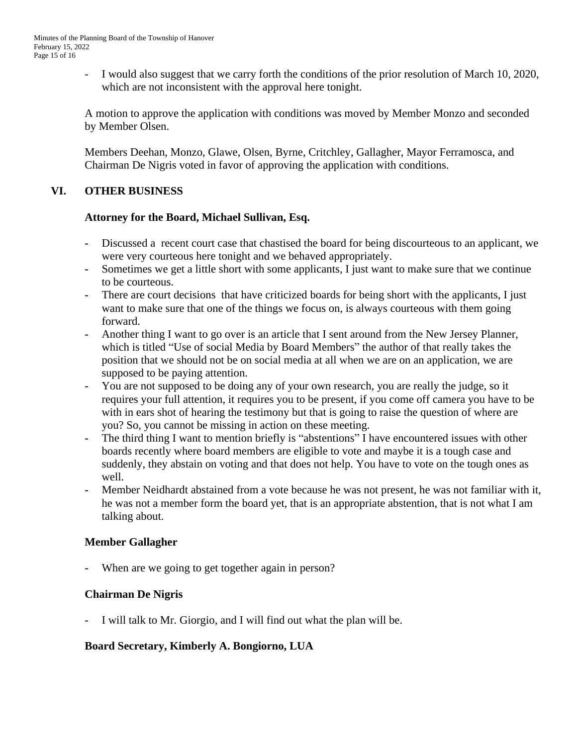- I would also suggest that we carry forth the conditions of the prior resolution of March 10, 2020, which are not inconsistent with the approval here tonight.

A motion to approve the application with conditions was moved by Member Monzo and seconded by Member Olsen.

Members Deehan, Monzo, Glawe, Olsen, Byrne, Critchley, Gallagher, Mayor Ferramosca, and Chairman De Nigris voted in favor of approving the application with conditions.

## VI. OTHER BUSINESS

**Attorney for the Board, Michael Sullivan, Esq.**

- Discussed a recent court case that chastised the board for being discourteous to an applicant, we were very courteous here tonight and we behaved appropriately.
- Sometimes we get a little short with some applicants, I just want to make sure that we continue to be courteous.
- There are court decisions that have criticized boards for being short with the applicants, I just want to make sure that one of the things we focus on, is always courteous with them going forward.
- Another thing I want to go over is an article that I sent around from the New Jersey Planner, which is titled "Use of social Media by Board Members" the author of that really takes the position that we should not be on social media at all when we are on an application, we are supposed to be paying attention.
- You are not supposed to be doing any of your own research, you are really the judge, so it requires your full attention, it requires you to be present, if you come off camera you have to be with in ears shot of hearing the testimony but that is going to raise the question of where are you? So, you cannot be missing in action on these meeting.
- The third thing I want to mention briefly is "abstentions" I have encountered issues with other boards recently where board members are eligible to vote and maybe it is a tough case and suddenly, they abstain on voting and that does not help. You have to vote on the tough ones as well.
- Member Neidhardt abstained from a vote because he was not present, he was not familiar with it, he was not a member form the board yet, that is an appropriate abstention, that is not what I am talking about.

**Member Gallagher**

- When are we going to get together again in person?

**Chairman De Nigris**

- I will talk to Mr. Giorgio, and I will find out what the plan will be.

**Board Secretary, Kimberly A. Bongiorno, LUA**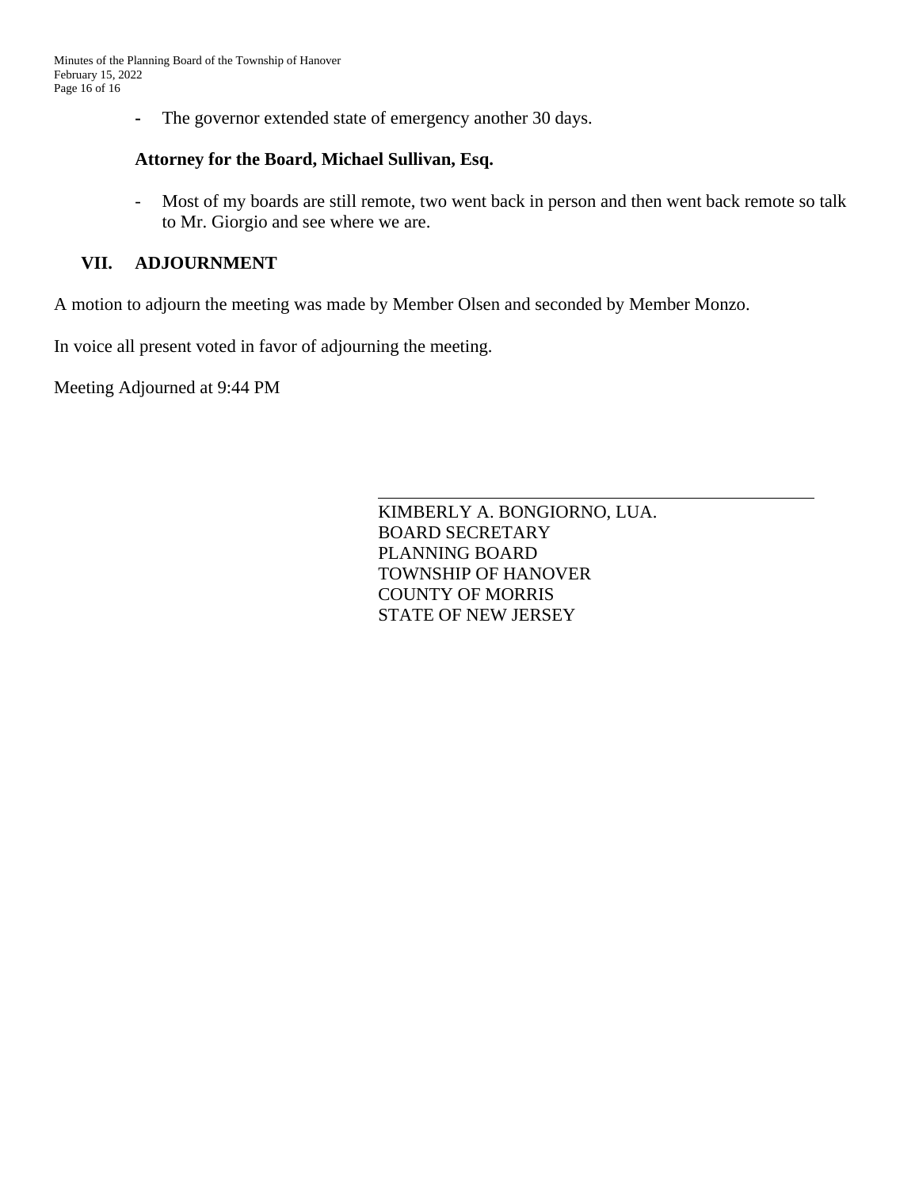- The governor extended state of emergency another 30 days.

**Attorney for the Board, Michael Sullivan, Esq.**

- Most of my boards are still remote, two went back in person and then went back remote so talk to Mr. Giorgio and see where we are.

## VII. ADJOURNMENT

A motion to adjourn the meeting was made by Member Olsen and seconded by Member Monzo.

In voice all present voted in favor of adjourning the meeting.

Meeting Adjourned at 9:44 PM

KIMBERLY A. BONGIORNO, LUA.
BOARD SECRETARY
PLANNING BOARD
TOWNSHIP OF HANOVER
COUNTY OF MORRIS
STATE OF NEW JERSEY